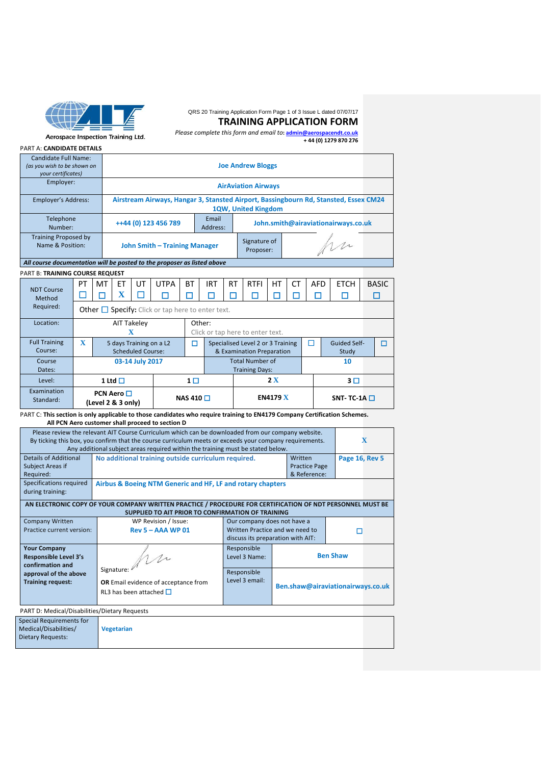Aerospace Inspection Training Ltd.

QRS 20 Training Application Form Page 1 of 3 Issue L dated 07/07/17

# TRAINING APPLICATION FORM

*Please complete this form and email to:* admin@aerospacendt.co.uk
**+ 44 (0) 1279 870 276**

PART A: **CANDIDATE DETAILS**

| | | | |
|---|---|---|---|
| Candidate Full Name: *(as you wish to be shown on your certificates)* | **Joe Andrew Bloggs** | | |
| Employer: | **AirAviation Airways** | | |
| Employer's Address: | **Airstream Airways, Hangar 3, Stansted Airport, Bassingbourn Rd, Stansted, Essex CM24 1QW, United Kingdom** | | |
| Telephone Number: | **++44 (0) 123 456 789** | Email Address: | **John.smith@airaviationairways.co.uk** |
| Training Proposed by Name & Position: | **John Smith – Training Manager** | Signature of Proposer: | (signature) |

***All course documentation will be posted to the proposer as listed above***

PART B: **TRAINING COURSE REQUEST**

| NDT Course Method Required: | PT | MT | ET | UT | UTPA | BT | IRT | RT | RTFI | HT | CT | AFD | ETCH | BASIC |
|---|---|---|---|---|---|---|---|---|---|---|---|---|---|---|
| | ☐ | ☐ | X | ☐ | ☐ | ☐ | ☐ | ☐ | ☐ | ☐ | ☐ | ☐ | ☐ | ☐ |
| | Other ☐ Specify: Click or tap here to enter text. | | | | | | | | | | | | | |

| | | | | | | |
|---|---|---|---|---|---|---|
| Location: | AIT Takeley X | Other: Click or tap here to enter text. | | | | |
| Full Training Course: | X | 5 days Training on a L2 Scheduled Course: | ☐ | Specialised Level 2 or 3 Training & Examination Preparation | ☐ | Guided Self-Study ☐ |
| Course Dates: | **03-14 July 2017** | | Total Number of Training Days: | **10** | | |
| Level: | **1 Ltd** ☐ | **1** ☐ | **2** X | **3** ☐ | | |
| Examination Standard: | **PCN Aero** ☐ **(Level 2 & 3 only)** | **NAS 410** ☐ | **EN4179** X | **SNT- TC-1A** ☐ | | |

PART C: **This section is only applicable to those candidates who require training to EN4179 Company Certification Schemes. All PCN Aero customer shall proceed to section D**

| | | | |
|---|---|---|---|
| Please review the relevant AIT Course Curriculum which can be downloaded from our company website. By ticking this box, you confirm that the course curriculum meets or exceeds your company requirements. Any additional subject areas required within the training must be stated below. | | | X |
| Details of Additional Subject Areas if Required: | **No additional training outside curriculum required.** | Written Practice Page & Reference: | **Page 16, Rev 5** |
| Specifications required during training: | **Airbus & Boeing NTM Generic and HF, LF and rotary chapters** | | |

**AN ELECTRONIC COPY OF YOUR COMPANY WRITTEN PRACTICE / PROCEDURE FOR CERTIFICATION OF NDT PERSONNEL MUST BE SUPPLIED TO AIT PRIOR TO CONFIRMATION OF TRAINING**

| | | | |
|---|---|---|---|
| Company Written Practice current version: | WP Revision / Issue: **Rev 5 – AAA WP 01** | Our company does not have a Written Practice and we need to discuss its preparation with AIT: | ☐ |
| **Your Company Responsible Level 3's confirmation and approval of the above Training request:** | Signature: (signature) **OR** Email evidence of acceptance from RL3 has been attached ☐ | Responsible Level 3 Name: | **Ben Shaw** |
| | | Responsible Level 3 email: | **Ben.shaw@airaviationairways.co.uk** |

PART D: Medical/Disabilities/Dietary Requests

| | |
|---|---|
| Special Requirements for Medical/Disabilities/ Dietary Requests: | **Vegetarian** |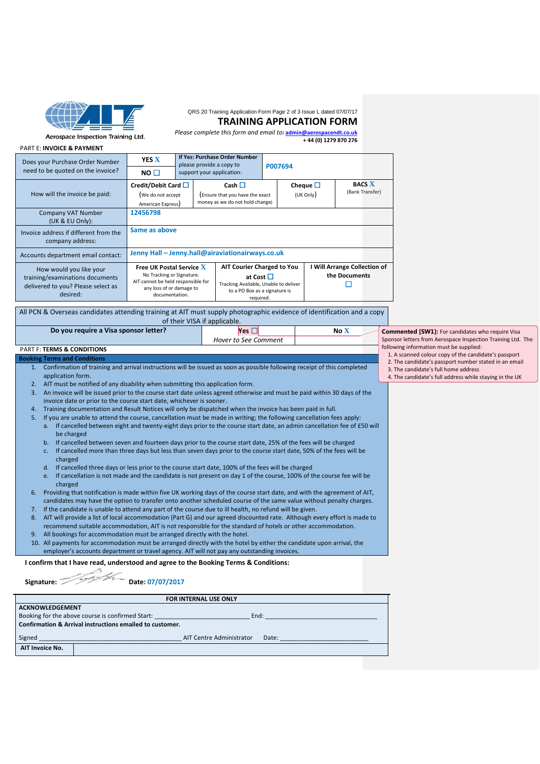Aerospace Inspection Training Ltd.

QRS 20 Training Application Form Page 2 of 3 Issue L dated 07/07/17

# TRAINING APPLICATION FORM

*Please complete this form and email to:* admin@aerospacendt.co.uk
+ 44 (0) 1279 870 276

PART E: **INVOICE & PAYMENT**

| | | | | |
|---|---|---|---|---|
| Does your Purchase Order Number need to be quoted on the invoice? | **YES** X / **NO** ☐ | **If Yes: Purchase Order Number** please provide a copy to support your application: | P007694 | |
| How will the invoice be paid: | **Credit/Debit Card** ☐ (We do not accept American Express) | **Cash** ☐ (Ensure that you have the exact money as we do not hold change) | **Cheque** ☐ (UK Only) | **BACS** X (Bank Transfer) |
| Company VAT Number (UK & EU Only): | 12456798 | | | |
| Invoice address if different from the company address: | Same as above | | | |
| Accounts department email contact: | Jenny Hall – Jenny.hall@airaviationairways.co.uk | | | |
| How would you like your training/examinations documents delivered to you? Please select as desired: | **Free UK Postal Service** X No Tracking or Signature. AIT cannot be held responsible for any loss of or damage to documentation. | **AIT Courier Charged to You at Cost** ☐ Tracking Available, Unable to deliver to a PO Box as a signature is required. | **I Will Arrange Collection of the Documents** ☐ | |

All PCN & Overseas candidates attending training at AIT must supply photographic evidence of identification and a copy of their VISA if applicable.

| Do you require a Visa sponsor letter? | Yes ☐ *Hover to See Comment* | No X |
|---|---|---|

**Commented [SW1]:** For candidates who require Visa Sponsor letters from Aerospace Inspection Training Ltd. The following information must be supplied:
1. A scanned colour copy of the candidate's passport
2. The candidate's passport number stated in an email
3. The candidate's full home address
4. The candidate's full address while staying in the UK

PART F: **TERMS & CONDITIONS**

**Booking Terms and Conditions**

1. Confirmation of training and arrival instructions will be issued as soon as possible following receipt of this completed application form.
2. AIT must be notified of any disability when submitting this application form.
3. An invoice will be issued prior to the course start date unless agreed otherwise and must be paid within 30 days of the invoice date or prior to the course start date, whichever is sooner.
4. Training documentation and Result Notices will only be dispatched when the invoice has been paid in full.
5. If you are unable to attend the course, cancellation must be made in writing; the following cancellation fees apply:
   a. If cancelled between eight and twenty-eight days prior to the course start date, an admin cancellation fee of £50 will be charged
   b. If cancelled between seven and fourteen days prior to the course start date, 25% of the fees will be charged
   c. If cancelled more than three days but less than seven days prior to the course start date, 50% of the fees will be charged
   d. If cancelled three days or less prior to the course start date, 100% of the fees will be charged
   e. If cancellation is not made and the candidate is not present on day 1 of the course, 100% of the course fee will be charged
6. Providing that notification is made within five UK working days of the course start date, and with the agreement of AIT, candidates may have the option to transfer onto another scheduled course of the same value without penalty charges.
7. If the candidate is unable to attend any part of the course due to ill health, no refund will be given.
8. AIT will provide a list of local accommodation (Part G) and our agreed discounted rate. Although every effort is made to recommend suitable accommodation, AIT is not responsible for the standard of hotels or other accommodation.
9. All bookings for accommodation must be arranged directly with the hotel.
10. All payments for accommodation must be arranged directly with the hotel by either the candidate upon arrival, the employer's accounts department or travel agency. AIT will not pay any outstanding invoices.

**I confirm that I have read, understood and agree to the Booking Terms & Conditions:**

**Signature:** [signature] **Date:** 07/07/2017

**FOR INTERNAL USE ONLY**

**ACKNOWLEDGEMENT**

Booking for the above course is confirmed Start: ____________________ End: ____________________

**Confirmation & Arrival instructions emailed to customer.**

Signed ______________________________ AIT Centre Administrator Date: ____________________

| **AIT Invoice No.** | |
|---|---|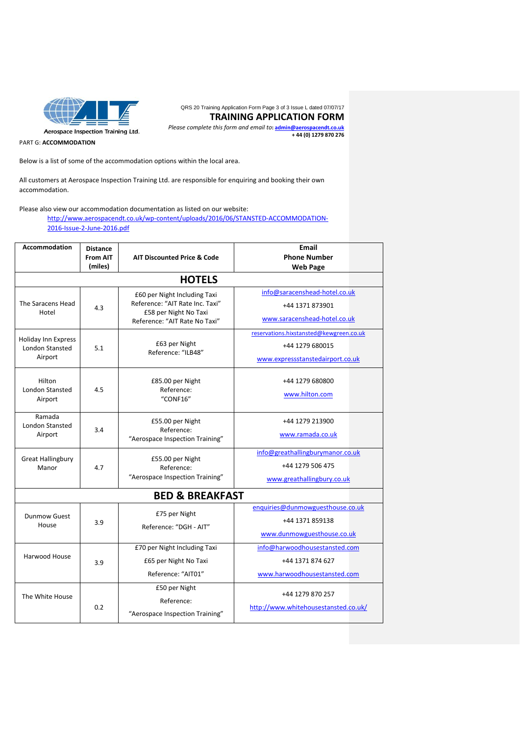Aerospace Inspection Training Ltd.

QRS 20 Training Application Form Page 3 of 3 Issue L dated 07/07/17

# TRAINING APPLICATION FORM

*Please complete this form and email to:* **admin@aerospacendt.co.uk**
**+ 44 (0) 1279 870 276**

PART G: **ACCOMMODATION**

Below is a list of some of the accommodation options within the local area.

All customers at Aerospace Inspection Training Ltd. are responsible for enquiring and booking their own accommodation.

Please also view our accommodation documentation as listed on our website:
http://www.aerospacendt.co.uk/wp-content/uploads/2016/06/STANSTED-ACCOMMODATION-2016-Issue-2-June-2016.pdf

| Accommodation | Distance From AIT (miles) | AIT Discounted Price & Code | Email / Phone Number / Web Page |
|---|---|---|---|
| **HOTELS** | | | |
| The Saracens Head Hotel | 4.3 | £60 per Night Including Taxi Reference: "AIT Rate Inc. Taxi" £58 per Night No Taxi Reference: "AIT Rate No Taxi" | info@saracenshead-hotel.co.uk +44 1371 873901 www.saracenshead-hotel.co.uk |
| Holiday Inn Express London Stansted Airport | 5.1 | £63 per Night Reference: "ILB48" | reservations.hixstansted@kewgreen.co.uk +44 1279 680015 www.expressstanstedairport.co.uk |
| Hilton London Stansted Airport | 4.5 | £85.00 per Night Reference: "CONF16" | +44 1279 680800 www.hilton.com |
| Ramada London Stansted Airport | 3.4 | £55.00 per Night Reference: "Aerospace Inspection Training" | +44 1279 213900 www.ramada.co.uk |
| Great Hallingbury Manor | 4.7 | £55.00 per Night Reference: "Aerospace Inspection Training" | info@greathallingburymanor.co.uk +44 1279 506 475 www.greathallingbury.co.uk |
| **BED & BREAKFAST** | | | |
| Dunmow Guest House | 3.9 | £75 per Night Reference: "DGH - AIT" | enquiries@dunmowguesthouse.co.uk +44 1371 859138 www.dunmowguesthouse.co.uk |
| Harwood House | 3.9 | £70 per Night Including Taxi £65 per Night No Taxi Reference: "AIT01" | info@harwoodhousestansted.com +44 1371 874 627 www.harwoodhousestansted.com |
| The White House | 0.2 | £50 per Night Reference: "Aerospace Inspection Training" | +44 1279 870 257 http://www.whitehousestansted.co.uk/ |